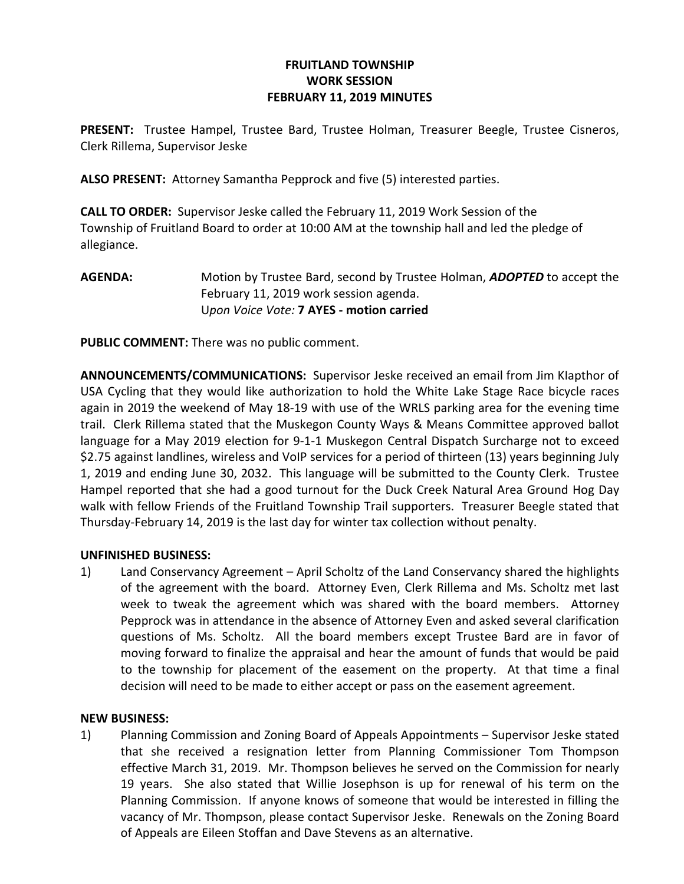**FRUITLAND TOWNSHIP**
**WORK SESSION**
**FEBRUARY 11, 2019 MINUTES**

**PRESENT:** Trustee Hampel, Trustee Bard, Trustee Holman, Treasurer Beegle, Trustee Cisneros, Clerk Rillema, Supervisor Jeske

**ALSO PRESENT:** Attorney Samantha Pepprock and five (5) interested parties.

**CALL TO ORDER:** Supervisor Jeske called the February 11, 2019 Work Session of the Township of Fruitland Board to order at 10:00 AM at the township hall and led the pledge of allegiance.

**AGENDA:** Motion by Trustee Bard, second by Trustee Holman, ***ADOPTED*** to accept the February 11, 2019 work session agenda.
*Upon Voice Vote:* **7 AYES - motion carried**

**PUBLIC COMMENT:** There was no public comment.

**ANNOUNCEMENTS/COMMUNICATIONS:** Supervisor Jeske received an email from Jim Klapthor of USA Cycling that they would like authorization to hold the White Lake Stage Race bicycle races again in 2019 the weekend of May 18-19 with use of the WRLS parking area for the evening time trail. Clerk Rillema stated that the Muskegon County Ways & Means Committee approved ballot language for a May 2019 election for 9-1-1 Muskegon Central Dispatch Surcharge not to exceed $2.75 against landlines, wireless and VoIP services for a period of thirteen (13) years beginning July 1, 2019 and ending June 30, 2032. This language will be submitted to the County Clerk. Trustee Hampel reported that she had a good turnout for the Duck Creek Natural Area Ground Hog Day walk with fellow Friends of the Fruitland Township Trail supporters. Treasurer Beegle stated that Thursday-February 14, 2019 is the last day for winter tax collection without penalty.

**UNFINISHED BUSINESS:**

1) Land Conservancy Agreement – April Scholtz of the Land Conservancy shared the highlights of the agreement with the board. Attorney Even, Clerk Rillema and Ms. Scholtz met last week to tweak the agreement which was shared with the board members. Attorney Pepprock was in attendance in the absence of Attorney Even and asked several clarification questions of Ms. Scholtz. All the board members except Trustee Bard are in favor of moving forward to finalize the appraisal and hear the amount of funds that would be paid to the township for placement of the easement on the property. At that time a final decision will need to be made to either accept or pass on the easement agreement.

**NEW BUSINESS:**

1) Planning Commission and Zoning Board of Appeals Appointments – Supervisor Jeske stated that she received a resignation letter from Planning Commissioner Tom Thompson effective March 31, 2019. Mr. Thompson believes he served on the Commission for nearly 19 years. She also stated that Willie Josephson is up for renewal of his term on the Planning Commission. If anyone knows of someone that would be interested in filling the vacancy of Mr. Thompson, please contact Supervisor Jeske. Renewals on the Zoning Board of Appeals are Eileen Stoffan and Dave Stevens as an alternative.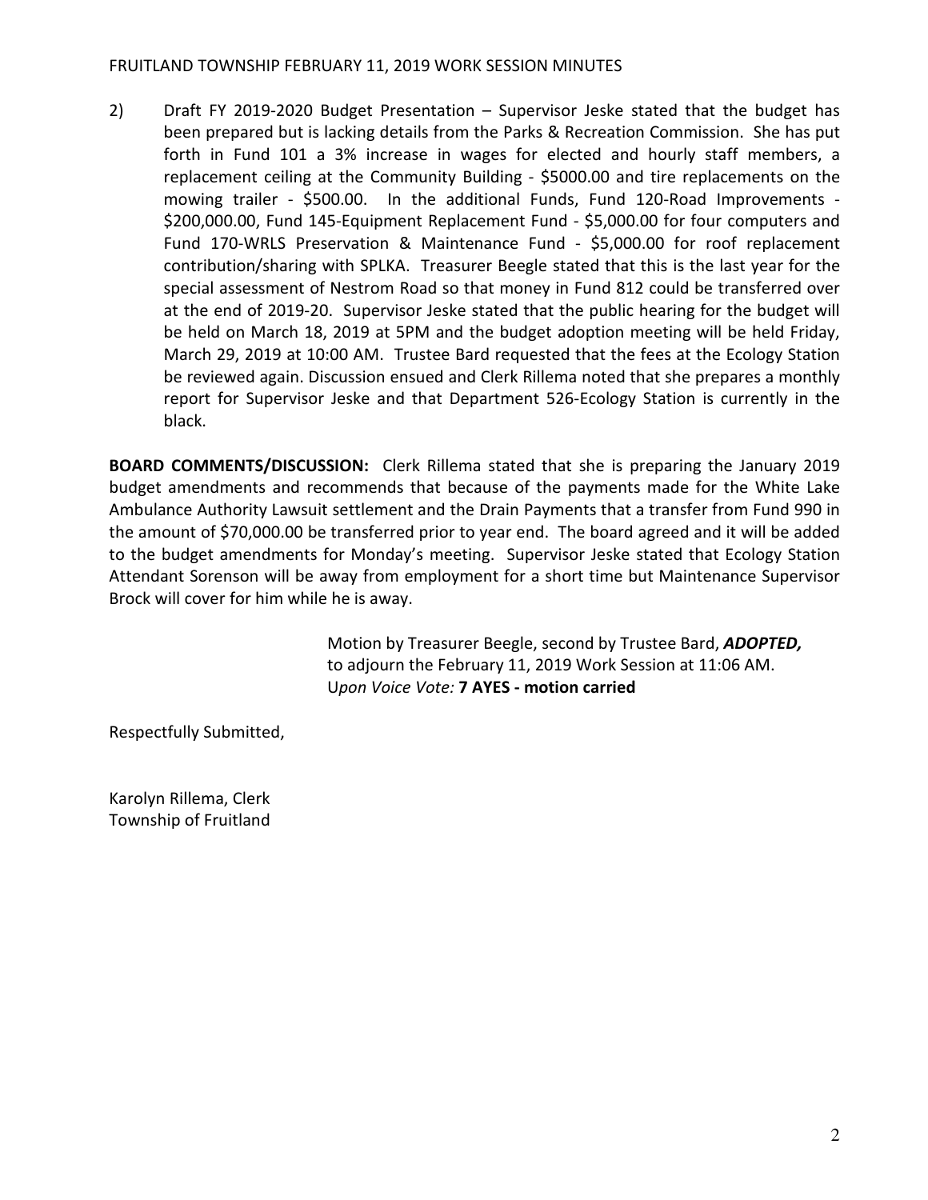2) Draft FY 2019-2020 Budget Presentation – Supervisor Jeske stated that the budget has been prepared but is lacking details from the Parks & Recreation Commission. She has put forth in Fund 101 a 3% increase in wages for elected and hourly staff members, a replacement ceiling at the Community Building - $5000.00 and tire replacements on the mowing trailer - $500.00. In the additional Funds, Fund 120-Road Improvements - $200,000.00, Fund 145-Equipment Replacement Fund - $5,000.00 for four computers and Fund 170-WRLS Preservation & Maintenance Fund - $5,000.00 for roof replacement contribution/sharing with SPLKA. Treasurer Beegle stated that this is the last year for the special assessment of Nestrom Road so that money in Fund 812 could be transferred over at the end of 2019-20. Supervisor Jeske stated that the public hearing for the budget will be held on March 18, 2019 at 5PM and the budget adoption meeting will be held Friday, March 29, 2019 at 10:00 AM. Trustee Bard requested that the fees at the Ecology Station be reviewed again. Discussion ensued and Clerk Rillema noted that she prepares a monthly report for Supervisor Jeske and that Department 526-Ecology Station is currently in the black.

**BOARD COMMENTS/DISCUSSION:** Clerk Rillema stated that she is preparing the January 2019 budget amendments and recommends that because of the payments made for the White Lake Ambulance Authority Lawsuit settlement and the Drain Payments that a transfer from Fund 990 in the amount of $70,000.00 be transferred prior to year end. The board agreed and it will be added to the budget amendments for Monday's meeting. Supervisor Jeske stated that Ecology Station Attendant Sorenson will be away from employment for a short time but Maintenance Supervisor Brock will cover for him while he is away.

Motion by Treasurer Beegle, second by Trustee Bard, ***ADOPTED,*** to adjourn the February 11, 2019 Work Session at 11:06 AM.
U*pon Voice Vote:* **7 AYES - motion carried**

Respectfully Submitted,

Karolyn Rillema, Clerk
Township of Fruitland